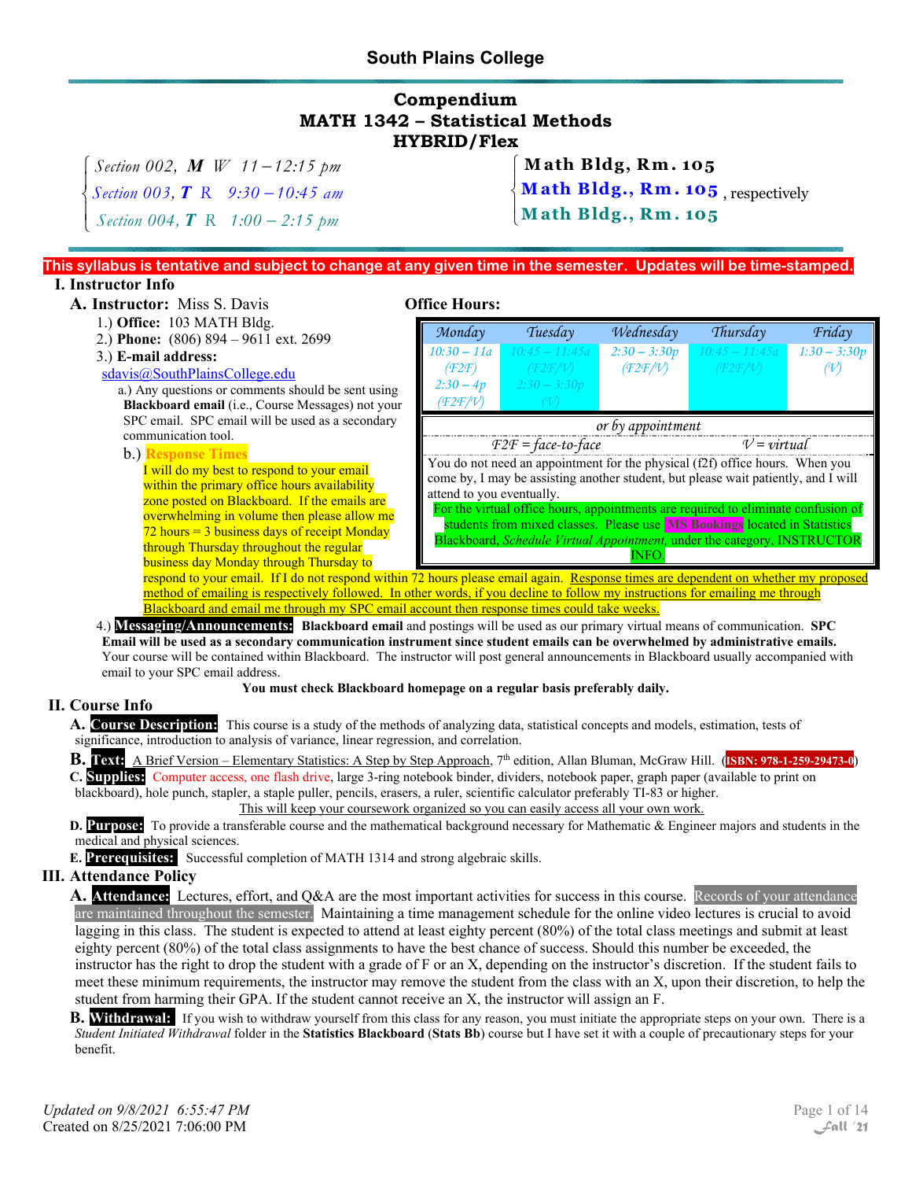# South Plains College

## Compendium
## MATH 1342 – Statistical Methods
## HYBRID/Flex

*Section 002, **M** W 11 – 12:15 pm* — **Math Bldg, Rm. 105**
*Section 003, **T** R 9:30 – 10:45 am* — **Math Bldg., Rm. 105**, respectively
*Section 004, **T** R 1:00 – 2:15 pm* — **Math Bldg., Rm. 105**

**This syllabus is tentative and subject to change at any given time in the semester. Updates will be time-stamped.**

## I. Instructor Info

### A. Instructor: Miss S. Davis

1.) **Office:** 103 MATH Bldg.
2.) **Phone:** (806) 894 – 9611 ext. 2699
3.) **E-mail address:**
sdavis@SouthPlainsCollege.edu

a.) Any questions or comments should be sent using **Blackboard email** (i.e., Course Messages) not your SPC email. SPC email will be used as a secondary communication tool.

b.) Response Times
I will do my best to respond to your email within the primary office hours availability zone posted on Blackboard. If the emails are overwhelming in volume then please allow me 72 hours = 3 business days of receipt Monday through Thursday throughout the regular business day Monday through Thursday to respond to your email. If I do not respond within 72 hours please email again. Response times are dependent on whether my proposed method of emailing is respectively followed. In other words, if you decline to follow my instructions for emailing me through Blackboard and email me through my SPC email account then response times could take weeks.

**Office Hours:**

| *Monday* | *Tuesday* | *Wednesday* | *Thursday* | *Friday* |
|---|---|---|---|---|
| *10:30 – 11a (F2F)* *2:30 – 4p (F2F/V)* | *10:45 – 11:45a (F2F/V)* *2:30 – 3:30p (V)* | *2:30 – 3:30p (F2F/V)* | *10:45 – 11:45a (F2F/V)* | *1:30 – 3:30p (V)* |

*or by appointment*

*F2F = face-to-face* *V = virtual*

You do not need an appointment for the physical (f2f) office hours. When you come by, I may be assisting another student, but please wait patiently, and I will attend to you eventually.

For the virtual office hours, appointments are required to eliminate confusion of students from mixed classes. Please use MS Bookings located in Statistics Blackboard, *Schedule Virtual Appointment,* under the category, INSTRUCTOR INFO.

4.) **Messaging/Announcements:** **Blackboard email** and postings will be used as our primary virtual means of communication. **SPC Email will be used as a secondary communication instrument since student emails can be overwhelmed by administrative emails.** Your course will be contained within Blackboard. The instructor will post general announcements in Blackboard usually accompanied with email to your SPC email address.

**You must check Blackboard homepage on a regular basis preferably daily.**

## II. Course Info

**A. Course Description:** This course is a study of the methods of analyzing data, statistical concepts and models, estimation, tests of significance, introduction to analysis of variance, linear regression, and correlation.

**B. Text:** A Brief Version – Elementary Statistics: A Step by Step Approach, 7th edition, Allan Bluman, McGraw Hill. (**ISBN: 978-1-259-29473-0**)

**C. Supplies:** Computer access, one flash drive, large 3-ring notebook binder, dividers, notebook paper, graph paper (available to print on blackboard), hole punch, stapler, a staple puller, pencils, erasers, a ruler, scientific calculator preferably TI-83 or higher.
This will keep your coursework organized so you can easily access all your own work.

**D. Purpose:** To provide a transferable course and the mathematical background necessary for Mathematic & Engineer majors and students in the medical and physical sciences.

**E. Prerequisites:** Successful completion of MATH 1314 and strong algebraic skills.

## III. Attendance Policy

**A. Attendance:** Lectures, effort, and Q&A are the most important activities for success in this course. Records of your attendance are maintained throughout the semester. Maintaining a time management schedule for the online video lectures is crucial to avoid lagging in this class. The student is expected to attend at least eighty percent (80%) of the total class meetings and submit at least eighty percent (80%) of the total class assignments to have the best chance of success. Should this number be exceeded, the instructor has the right to drop the student with a grade of F or an X, depending on the instructor's discretion. If the student fails to meet these minimum requirements, the instructor may remove the student from the class with an X, upon their discretion, to help the student from harming their GPA. If the student cannot receive an X, the instructor will assign an F.

**B. Withdrawal:** If you wish to withdraw yourself from this class for any reason, you must initiate the appropriate steps on your own. There is a *Student Initiated Withdrawal* folder in the **Statistics Blackboard** (**Stats Bb**) course but I have set it with a couple of precautionary steps for your benefit.

*Updated on 9/8/2021 6:55:47 PM*
Created on 8/25/2021 7:06:00 PM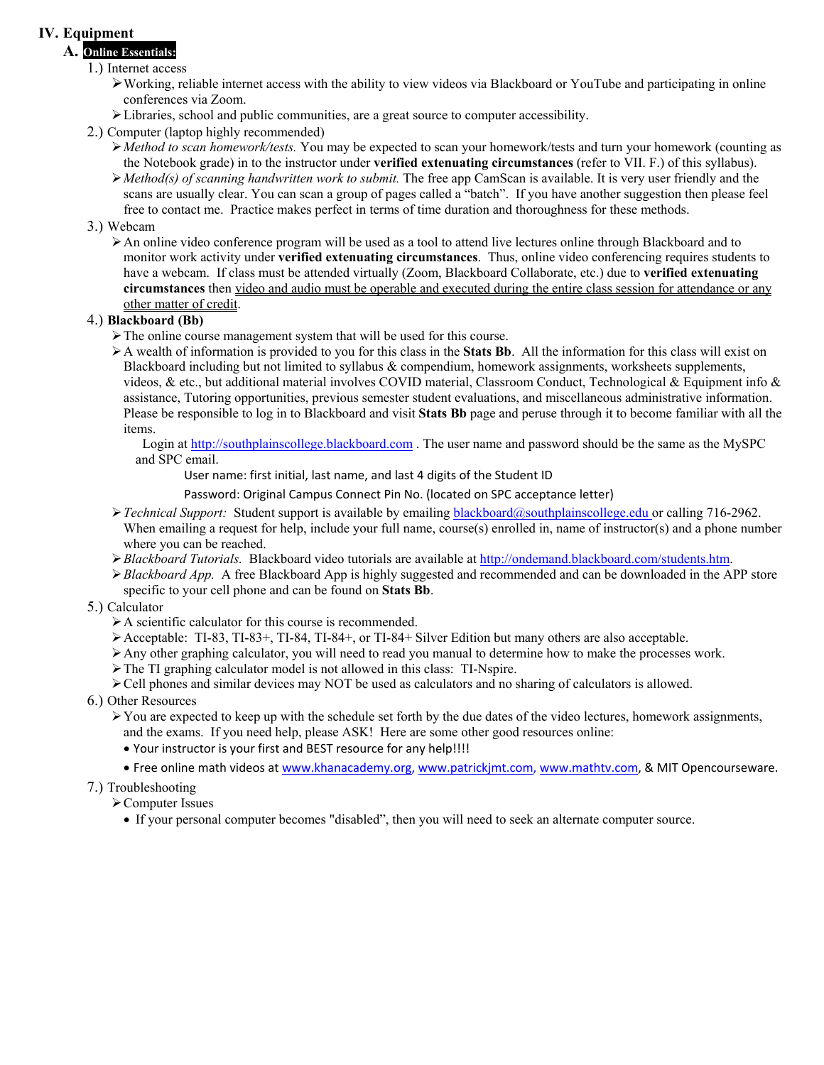## IV. Equipment

### A. Online Essentials:

1.) Internet access

- Working, reliable internet access with the ability to view videos via Blackboard or YouTube and participating in online conferences via Zoom.
- Libraries, school and public communities, are a great source to computer accessibility.

2.) Computer (laptop highly recommended)

- *Method to scan homework/tests.* You may be expected to scan your homework/tests and turn your homework (counting as the Notebook grade) in to the instructor under **verified extenuating circumstances** (refer to VII. F.) of this syllabus).
- *Method(s) of scanning handwritten work to submit.* The free app CamScan is available. It is very user friendly and the scans are usually clear. You can scan a group of pages called a "batch". If you have another suggestion then please feel free to contact me. Practice makes perfect in terms of time duration and thoroughness for these methods.

3.) Webcam

- An online video conference program will be used as a tool to attend live lectures online through Blackboard and to monitor work activity under **verified extenuating circumstances**. Thus, online video conferencing requires students to have a webcam. If class must be attended virtually (Zoom, Blackboard Collaborate, etc.) due to **verified extenuating circumstances** then <u>video and audio must be operable and executed during the entire class session for attendance or any other matter of credit</u>.

4.) **Blackboard (Bb)**

- The online course management system that will be used for this course.
- A wealth of information is provided to you for this class in the **Stats Bb**. All the information for this class will exist on Blackboard including but not limited to syllabus & compendium, homework assignments, worksheets supplements, videos, & etc., but additional material involves COVID material, Classroom Conduct, Technological & Equipment info & assistance, Tutoring opportunities, previous semester student evaluations, and miscellaneous administrative information. Please be responsible to log in to Blackboard and visit **Stats Bb** page and peruse through it to become familiar with all the items.

  Login at http://southplainscollege.blackboard.com . The user name and password should be the same as the MySPC and SPC email.

  User name: first initial, last name, and last 4 digits of the Student ID

  Password: Original Campus Connect Pin No. (located on SPC acceptance letter)

- *Technical Support:* Student support is available by emailing blackboard@southplainscollege.edu or calling 716-2962. When emailing a request for help, include your full name, course(s) enrolled in, name of instructor(s) and a phone number where you can be reached.
- *Blackboard Tutorials.* Blackboard video tutorials are available at http://ondemand.blackboard.com/students.htm.
- *Blackboard App.* A free Blackboard App is highly suggested and recommended and can be downloaded in the APP store specific to your cell phone and can be found on **Stats Bb**.

5.) Calculator

- A scientific calculator for this course is recommended.
- Acceptable: TI-83, TI-83+, TI-84, TI-84+, or TI-84+ Silver Edition but many others are also acceptable.
- Any other graphing calculator, you will need to read you manual to determine how to make the processes work.
- The TI graphing calculator model is not allowed in this class: TI-Nspire.
- Cell phones and similar devices may NOT be used as calculators and no sharing of calculators is allowed.

6.) Other Resources

- You are expected to keep up with the schedule set forth by the due dates of the video lectures, homework assignments, and the exams. If you need help, please ASK! Here are some other good resources online:
  - Your instructor is your first and BEST resource for any help!!!!
  - Free online math videos at www.khanacademy.org, www.patrickjmt.com, www.mathtv.com, & MIT Opencourseware.

7.) Troubleshooting

- Computer Issues
  - If your personal computer becomes "disabled", then you will need to seek an alternate computer source.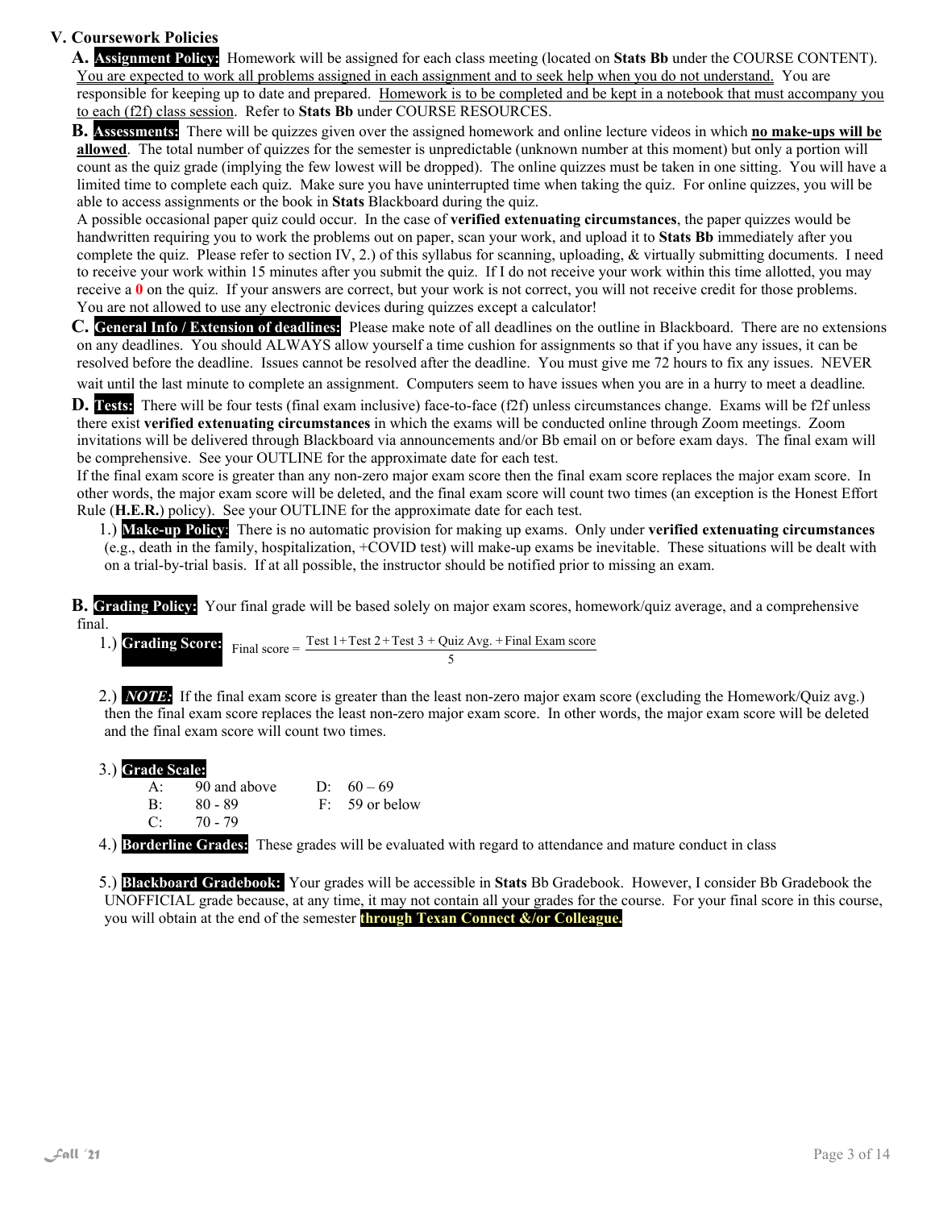## V. Coursework Policies

**A. Assignment Policy:** Homework will be assigned for each class meeting (located on **Stats Bb** under the COURSE CONTENT). You are expected to work all problems assigned in each assignment and to seek help when you do not understand. You are responsible for keeping up to date and prepared. Homework is to be completed and be kept in a notebook that must accompany you to each (f2f) class session. Refer to **Stats Bb** under COURSE RESOURCES.

**B. Assessments:** There will be quizzes given over the assigned homework and online lecture videos in which **no make-ups will be allowed**. The total number of quizzes for the semester is unpredictable (unknown number at this moment) but only a portion will count as the quiz grade (implying the few lowest will be dropped). The online quizzes must be taken in one sitting. You will have a limited time to complete each quiz. Make sure you have uninterrupted time when taking the quiz. For online quizzes, you will be able to access assignments or the book in **Stats** Blackboard during the quiz.

A possible occasional paper quiz could occur. In the case of **verified extenuating circumstances**, the paper quizzes would be handwritten requiring you to work the problems out on paper, scan your work, and upload it to **Stats Bb** immediately after you complete the quiz. Please refer to section IV, 2.) of this syllabus for scanning, uploading, & virtually submitting documents. I need to receive your work within 15 minutes after you submit the quiz. If I do not receive your work within this time allotted, you may receive a **0** on the quiz. If your answers are correct, but your work is not correct, you will not receive credit for those problems. You are not allowed to use any electronic devices during quizzes except a calculator!

**C. General Info / Extension of deadlines:** Please make note of all deadlines on the outline in Blackboard. There are no extensions on any deadlines. You should ALWAYS allow yourself a time cushion for assignments so that if you have any issues, it can be resolved before the deadline. Issues cannot be resolved after the deadline. You must give me 72 hours to fix any issues. NEVER wait until the last minute to complete an assignment. Computers seem to have issues when you are in a hurry to meet a deadline.

**D. Tests:** There will be four tests (final exam inclusive) face-to-face (f2f) unless circumstances change. Exams will be f2f unless there exist **verified extenuating circumstances** in which the exams will be conducted online through Zoom meetings. Zoom invitations will be delivered through Blackboard via announcements and/or Bb email on or before exam days. The final exam will be comprehensive. See your OUTLINE for the approximate date for each test.

If the final exam score is greater than any non-zero major exam score then the final exam score replaces the major exam score. In other words, the major exam score will be deleted, and the final exam score will count two times (an exception is the Honest Effort Rule (**H.E.R.**) policy). See your OUTLINE for the approximate date for each test.

1.) **Make-up Policy:** There is no automatic provision for making up exams. Only under **verified extenuating circumstances** (e.g., death in the family, hospitalization, +COVID test) will make-up exams be inevitable. These situations will be dealt with on a trial-by-trial basis. If at all possible, the instructor should be notified prior to missing an exam.

**B. Grading Policy:** Your final grade will be based solely on major exam scores, homework/quiz average, and a comprehensive final.

1.) **Grading Score:** 

$$\text{Final score} = \frac{\text{Test 1} + \text{Test 2} + \text{Test 3} + \text{Quiz Avg.} + \text{Final Exam score}}{5}$$

2.) ***NOTE:*** If the final exam score is greater than the least non-zero major exam score (excluding the Homework/Quiz avg.) then the final exam score replaces the least non-zero major exam score. In other words, the major exam score will be deleted and the final exam score will count two times.

3.) **Grade Scale:**

| | | | |
|---|---|---|---|
| A: | 90 and above | D: | 60 – 69 |
| B: | 80 - 89 | F: | 59 or below |
| C: | 70 - 79 | | |

4.) **Borderline Grades:** These grades will be evaluated with regard to attendance and mature conduct in class

5.) **Blackboard Gradebook:** Your grades will be accessible in **Stats** Bb Gradebook. However, I consider Bb Gradebook the UNOFFICIAL grade because, at any time, it may not contain all your grades for the course. For your final score in this course, you will obtain at the end of the semester **through Texan Connect &/or Colleague.**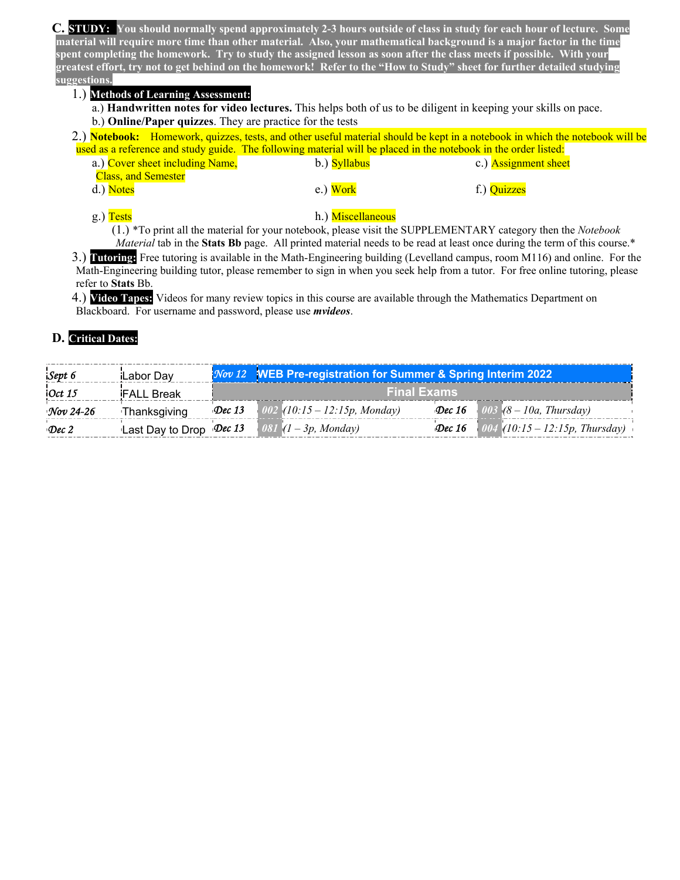**C. STUDY:** **You should normally spend approximately 2-3 hours outside of class in study for each hour of lecture. Some material will require more time than other material. Also, your mathematical background is a major factor in the time spent completing the homework. Try to study the assigned lesson as soon after the class meets if possible. With your greatest effort, try not to get behind on the homework! Refer to the "How to Study" sheet for further detailed studying suggestions.**

1.) **Methods of Learning Assessment:**
   - a.) **Handwritten notes for video lectures.** This helps both of us to be diligent in keeping your skills on pace.
   - b.) **Online/Paper quizzes**. They are practice for the tests

2.) **Notebook:** Homework, quizzes, tests, and other useful material should be kept in a notebook in which the notebook will be used as a reference and study guide. The following material will be placed in the notebook in the order listed:
   - a.) Cover sheet including Name, Class, and Semester
   - b.) Syllabus
   - c.) Assignment sheet
   - d.) Notes
   - e.) Work
   - f.) Quizzes
   - g.) Tests
   - h.) Miscellaneous
     - (1.) *To print all the material for your notebook, please visit the SUPPLEMENTARY category then the *Notebook Material* tab in the **Stats Bb** page. All printed material needs to be read at least once during the term of this course.*

3.) **Tutoring:** Free tutoring is available in the Math-Engineering building (Levelland campus, room M116) and online. For the Math-Engineering building tutor, please remember to sign in when you seek help from a tutor. For free online tutoring, please refer to **Stats** Bb.

4.) **Video Tapes:** Videos for many review topics in this course are available through the Mathematics Department on Blackboard. For username and password, please use ***mvideos***.

**D. Critical Dates:**

| | | | | | |
|---|---|---|---|---|---|
| *Sept 6* | Labor Day | *Nov 12* | **WEB Pre-registration for Summer & Spring Interim 2022** | | |
| *Oct 15* | FALL Break | **Final Exams** | | | |
| *Nov 24-26* | Thanksgiving | *Dec 13* | *002* (10:15 – 12:15p, Monday) | *Dec 16* | *003* (8 – 10a, Thursday) |
| *Dec 2* | Last Day to Drop | *Dec 13* | *081* (1 – 3p, Monday) | *Dec 16* | *004* (10:15 – 12:15p, Thursday) |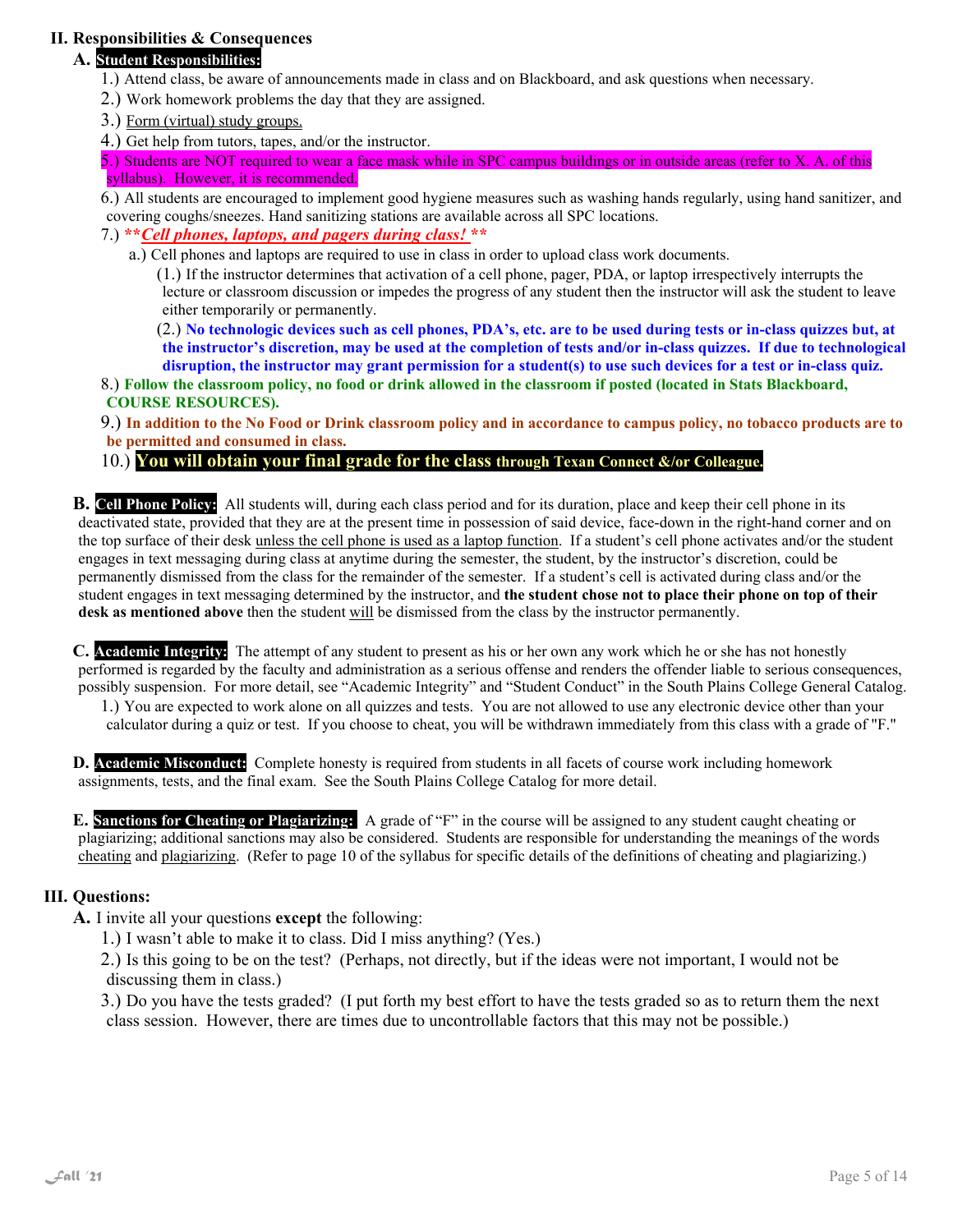## II. Responsibilities & Consequences

### A. **Student Responsibilities:**

1.) Attend class, be aware of announcements made in class and on Blackboard, and ask questions when necessary.

2.) Work homework problems the day that they are assigned.

3.) Form (virtual) study groups.

4.) Get help from tutors, tapes, and/or the instructor.

5.) Students are NOT required to wear a face mask while in SPC campus buildings or in outside areas (refer to X. A. of this syllabus). However, it is recommended.

6.) All students are encouraged to implement good hygiene measures such as washing hands regularly, using hand sanitizer, and covering coughs/sneezes. Hand sanitizing stations are available across all SPC locations.

7.) ***\*Cell phones, laptops, and pagers during class!\**** 

a.) Cell phones and laptops are required to use in class in order to upload class work documents.

(1.) If the instructor determines that activation of a cell phone, pager, PDA, or laptop irrespectively interrupts the lecture or classroom discussion or impedes the progress of any student then the instructor will ask the student to leave either temporarily or permanently.

(2.) **No technologic devices such as cell phones, PDA's, etc. are to be used during tests or in-class quizzes but, at the instructor's discretion, may be used at the completion of tests and/or in-class quizzes. If due to technological disruption, the instructor may grant permission for a student(s) to use such devices for a test or in-class quiz.**

8.) **Follow the classroom policy, no food or drink allowed in the classroom if posted (located in Stats Blackboard, COURSE RESOURCES).**

9.) **In addition to the No Food or Drink classroom policy and in accordance to campus policy, no tobacco products are to be permitted and consumed in class.**

10.) **You will obtain your final grade for the class through Texan Connect &/or Colleague.**

### B. **Cell Phone Policy:**

All students will, during each class period and for its duration, place and keep their cell phone in its deactivated state, provided that they are at the present time in possession of said device, face-down in the right-hand corner and on the top surface of their desk unless the cell phone is used as a laptop function. If a student's cell phone activates and/or the student engages in text messaging during class at anytime during the semester, the student, by the instructor's discretion, could be permanently dismissed from the class for the remainder of the semester. If a student's cell is activated during class and/or the student engages in text messaging determined by the instructor, and **the student chose not to place their phone on top of their desk as mentioned above** then the student will be dismissed from the class by the instructor permanently.

### C. **Academic Integrity:**

The attempt of any student to present as his or her own any work which he or she has not honestly performed is regarded by the faculty and administration as a serious offense and renders the offender liable to serious consequences, possibly suspension. For more detail, see "Academic Integrity" and "Student Conduct" in the South Plains College General Catalog.

1.) You are expected to work alone on all quizzes and tests. You are not allowed to use any electronic device other than your calculator during a quiz or test. If you choose to cheat, you will be withdrawn immediately from this class with a grade of "F."

### D. **Academic Misconduct:**

Complete honesty is required from students in all facets of course work including homework assignments, tests, and the final exam. See the South Plains College Catalog for more detail.

### E. **Sanctions for Cheating or Plagiarizing:**

A grade of "F" in the course will be assigned to any student caught cheating or plagiarizing; additional sanctions may also be considered. Students are responsible for understanding the meanings of the words cheating and plagiarizing. (Refer to page 10 of the syllabus for specific details of the definitions of cheating and plagiarizing.)

## III. Questions:

**A.** I invite all your questions **except** the following:

1.) I wasn't able to make it to class. Did I miss anything? (Yes.)

2.) Is this going to be on the test? (Perhaps, not directly, but if the ideas were not important, I would not be discussing them in class.)

3.) Do you have the tests graded? (I put forth my best effort to have the tests graded so as to return them the next class session. However, there are times due to uncontrollable factors that this may not be possible.)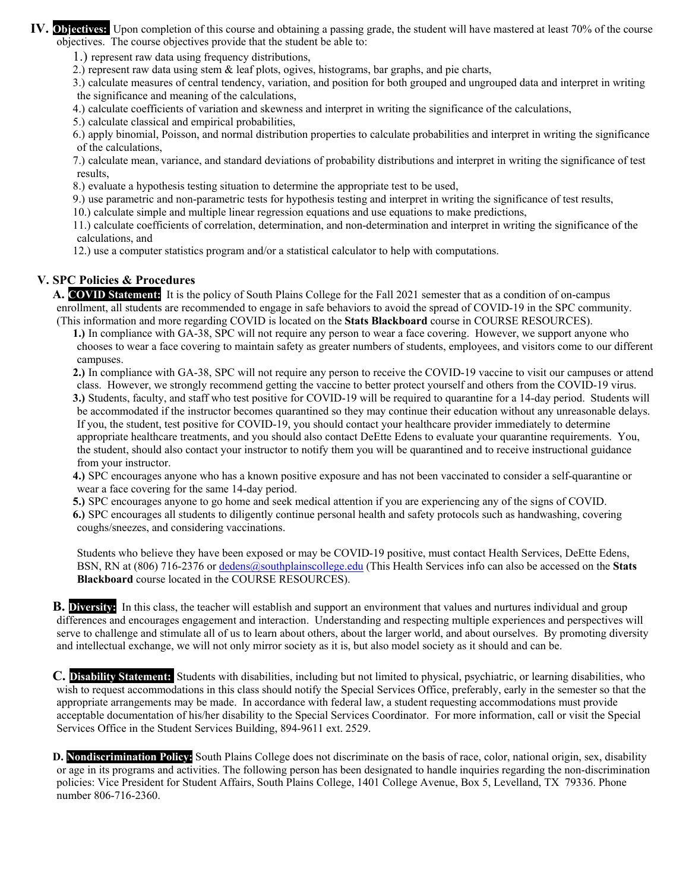## IV. **Objectives:** Upon completion of this course and obtaining a passing grade, the student will have mastered at least 70% of the course objectives. The course objectives provide that the student be able to:

1.) represent raw data using frequency distributions,
2.) represent raw data using stem & leaf plots, ogives, histograms, bar graphs, and pie charts,
3.) calculate measures of central tendency, variation, and position for both grouped and ungrouped data and interpret in writing the significance and meaning of the calculations,
4.) calculate coefficients of variation and skewness and interpret in writing the significance of the calculations,
5.) calculate classical and empirical probabilities,
6.) apply binomial, Poisson, and normal distribution properties to calculate probabilities and interpret in writing the significance of the calculations,
7.) calculate mean, variance, and standard deviations of probability distributions and interpret in writing the significance of test results,
8.) evaluate a hypothesis testing situation to determine the appropriate test to be used,
9.) use parametric and non-parametric tests for hypothesis testing and interpret in writing the significance of test results,
10.) calculate simple and multiple linear regression equations and use equations to make predictions,
11.) calculate coefficients of correlation, determination, and non-determination and interpret in writing the significance of the calculations, and
12.) use a computer statistics program and/or a statistical calculator to help with computations.

## V. SPC Policies & Procedures

**A. COVID Statement:** It is the policy of South Plains College for the Fall 2021 semester that as a condition of on-campus enrollment, all students are recommended to engage in safe behaviors to avoid the spread of COVID-19 in the SPC community. (This information and more regarding COVID is located on the **Stats Blackboard** course in COURSE RESOURCES).

**1.)** In compliance with GA-38, SPC will not require any person to wear a face covering. However, we support anyone who chooses to wear a face covering to maintain safety as greater numbers of students, employees, and visitors come to our different campuses.

**2.)** In compliance with GA-38, SPC will not require any person to receive the COVID-19 vaccine to visit our campuses or attend class. However, we strongly recommend getting the vaccine to better protect yourself and others from the COVID-19 virus.

**3.)** Students, faculty, and staff who test positive for COVID-19 will be required to quarantine for a 14-day period. Students will be accommodated if the instructor becomes quarantined so they may continue their education without any unreasonable delays. If you, the student, test positive for COVID-19, you should contact your healthcare provider immediately to determine appropriate healthcare treatments, and you should also contact DeEtte Edens to evaluate your quarantine requirements. You, the student, should also contact your instructor to notify them you will be quarantined and to receive instructional guidance from your instructor.

**4.)** SPC encourages anyone who has a known positive exposure and has not been vaccinated to consider a self-quarantine or wear a face covering for the same 14-day period.

**5.)** SPC encourages anyone to go home and seek medical attention if you are experiencing any of the signs of COVID.

**6.)** SPC encourages all students to diligently continue personal health and safety protocols such as handwashing, covering coughs/sneezes, and considering vaccinations.

Students who believe they have been exposed or may be COVID-19 positive, must contact Health Services, DeEtte Edens, BSN, RN at (806) 716-2376 or dedens@southplainscollege.edu (This Health Services info can also be accessed on the **Stats Blackboard** course located in the COURSE RESOURCES).

**B. Diversity:** In this class, the teacher will establish and support an environment that values and nurtures individual and group differences and encourages engagement and interaction. Understanding and respecting multiple experiences and perspectives will serve to challenge and stimulate all of us to learn about others, about the larger world, and about ourselves. By promoting diversity and intellectual exchange, we will not only mirror society as it is, but also model society as it should and can be.

**C. Disability Statement:** Students with disabilities, including but not limited to physical, psychiatric, or learning disabilities, who wish to request accommodations in this class should notify the Special Services Office, preferably, early in the semester so that the appropriate arrangements may be made. In accordance with federal law, a student requesting accommodations must provide acceptable documentation of his/her disability to the Special Services Coordinator. For more information, call or visit the Special Services Office in the Student Services Building, 894-9611 ext. 2529.

**D. Nondiscrimination Policy:** South Plains College does not discriminate on the basis of race, color, national origin, sex, disability or age in its programs and activities. The following person has been designated to handle inquiries regarding the non-discrimination policies: Vice President for Student Affairs, South Plains College, 1401 College Avenue, Box 5, Levelland, TX 79336. Phone number 806-716-2360.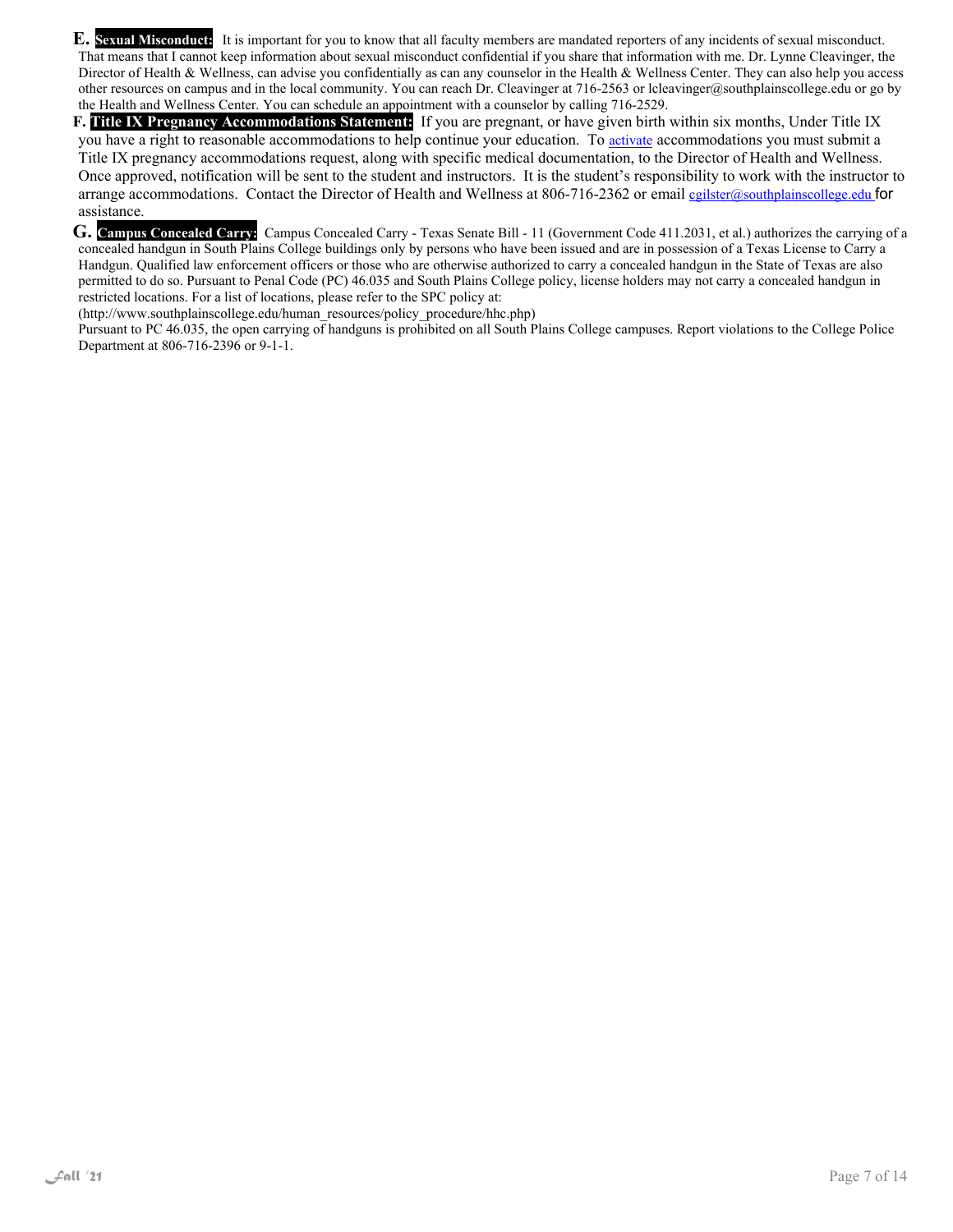**E. Sexual Misconduct:** It is important for you to know that all faculty members are mandated reporters of any incidents of sexual misconduct. That means that I cannot keep information about sexual misconduct confidential if you share that information with me. Dr. Lynne Cleavinger, the Director of Health & Wellness, can advise you confidentially as can any counselor in the Health & Wellness Center. They can also help you access other resources on campus and in the local community. You can reach Dr. Cleavinger at 716-2563 or lcleavinger@southplainscollege.edu or go by the Health and Wellness Center. You can schedule an appointment with a counselor by calling 716-2529.

**F. Title IX Pregnancy Accommodations Statement:** If you are pregnant, or have given birth within six months, Under Title IX you have a right to reasonable accommodations to help continue your education. To activate accommodations you must submit a Title IX pregnancy accommodations request, along with specific medical documentation, to the Director of Health and Wellness. Once approved, notification will be sent to the student and instructors. It is the student's responsibility to work with the instructor to arrange accommodations. Contact the Director of Health and Wellness at 806-716-2362 or email cgilster@southplainscollege.edu for assistance.

**G. Campus Concealed Carry:** Campus Concealed Carry - Texas Senate Bill - 11 (Government Code 411.2031, et al.) authorizes the carrying of a concealed handgun in South Plains College buildings only by persons who have been issued and are in possession of a Texas License to Carry a Handgun. Qualified law enforcement officers or those who are otherwise authorized to carry a concealed handgun in the State of Texas are also permitted to do so. Pursuant to Penal Code (PC) 46.035 and South Plains College policy, license holders may not carry a concealed handgun in restricted locations. For a list of locations, please refer to the SPC policy at:
(http://www.southplainscollege.edu/human_resources/policy_procedure/hhc.php)
Pursuant to PC 46.035, the open carrying of handguns is prohibited on all South Plains College campuses. Report violations to the College Police Department at 806-716-2396 or 9-1-1.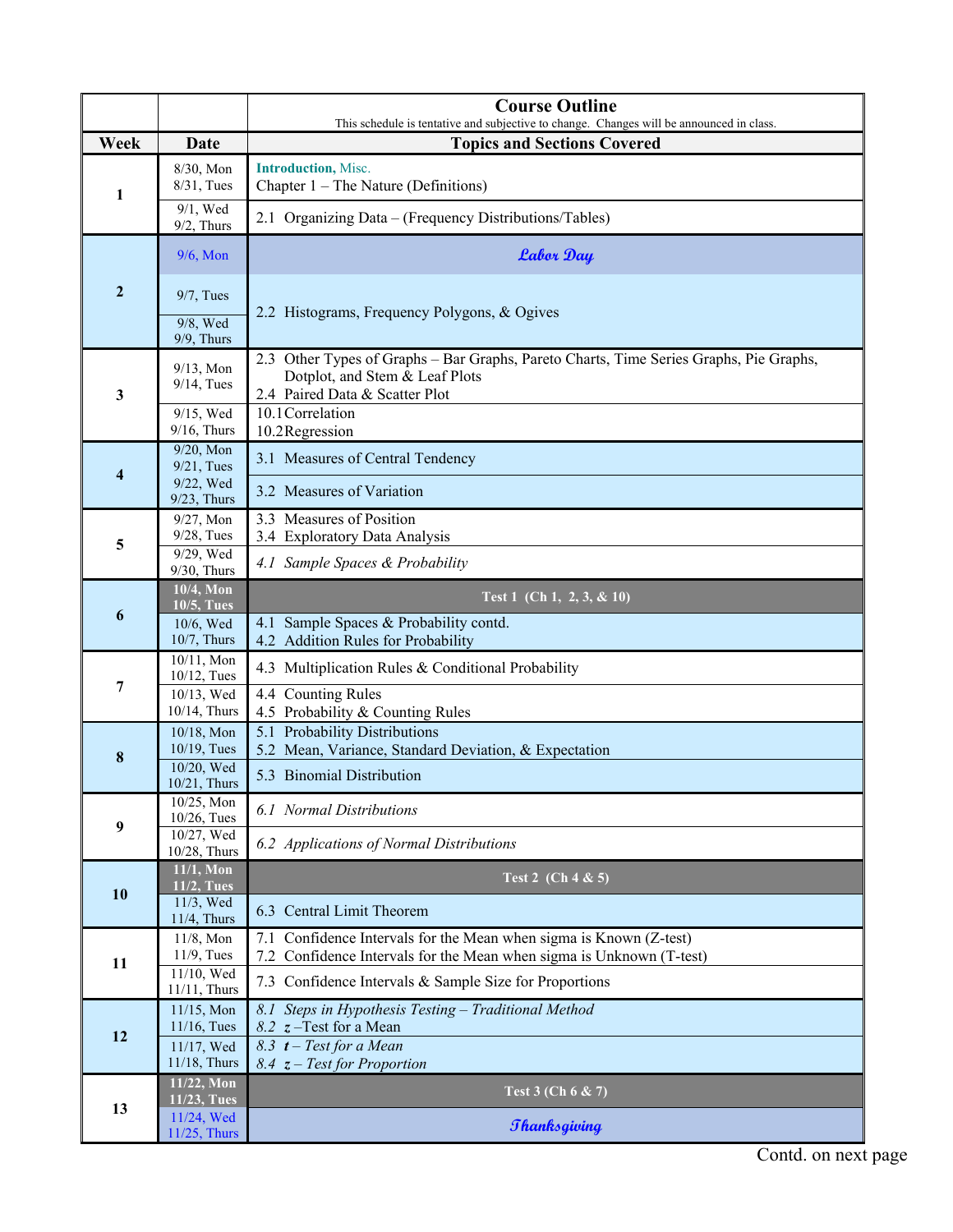| Week | Date | Course Outline<br>This schedule is tentative and subjective to change. Changes will be announced in class.<br>**Topics and Sections Covered** |
|---|---|---|
| 1 | 8/30, Mon<br>8/31, Tues | **Introduction,** Misc.<br>Chapter 1 – The Nature (Definitions) |
| | 9/1, Wed<br>9/2, Thurs | 2.1 Organizing Data – (Frequency Distributions/Tables) |
| 2 | 9/6, Mon | *Labor Day* |
| | 9/7, Tues | 2.2 Histograms, Frequency Polygons, & Ogives |
| | 9/8, Wed<br>9/9, Thurs | |
| 3 | 9/13, Mon<br>9/14, Tues | 2.3 Other Types of Graphs – Bar Graphs, Pareto Charts, Time Series Graphs, Pie Graphs, Dotplot, and Stem & Leaf Plots<br>2.4 Paired Data & Scatter Plot |
| | 9/15, Wed<br>9/16, Thurs | 10.1 Correlation<br>10.2 Regression |
| 4 | 9/20, Mon<br>9/21, Tues | 3.1 Measures of Central Tendency |
| | 9/22, Wed<br>9/23, Thurs | 3.2 Measures of Variation |
| 5 | 9/27, Mon<br>9/28, Tues | 3.3 Measures of Position<br>3.4 Exploratory Data Analysis |
| | 9/29, Wed<br>9/30, Thurs | *4.1 Sample Spaces & Probability* |
| 6 | **10/4, Mon<br>10/5, Tues** | **Test 1 (Ch 1, 2, 3, & 10)** |
| | 10/6, Wed<br>10/7, Thurs | 4.1 Sample Spaces & Probability contd.<br>4.2 Addition Rules for Probability |
| 7 | 10/11, Mon<br>10/12, Tues | 4.3 Multiplication Rules & Conditional Probability |
| | 10/13, Wed<br>10/14, Thurs | 4.4 Counting Rules<br>4.5 Probability & Counting Rules |
| 8 | 10/18, Mon<br>10/19, Tues | 5.1 Probability Distributions<br>5.2 Mean, Variance, Standard Deviation, & Expectation |
| | 10/20, Wed<br>10/21, Thurs | 5.3 Binomial Distribution |
| 9 | 10/25, Mon<br>10/26, Tues | *6.1 Normal Distributions* |
| | 10/27, Wed<br>10/28, Thurs | *6.2 Applications of Normal Distributions* |
| 10 | **11/1, Mon<br>11/2, Tues** | **Test 2 (Ch 4 & 5)** |
| | 11/3, Wed<br>11/4, Thurs | 6.3 Central Limit Theorem |
| 11 | 11/8, Mon<br>11/9, Tues | 7.1 Confidence Intervals for the Mean when sigma is Known (Z-test)<br>7.2 Confidence Intervals for the Mean when sigma is Unknown (T-test) |
| | 11/10, Wed<br>11/11, Thurs | 7.3 Confidence Intervals & Sample Size for Proportions |
| 12 | 11/15, Mon<br>11/16, Tues | *8.1 Steps in Hypothesis Testing – Traditional Method*<br>*8.2 $z$ –Test for a Mean* |
| | 11/17, Wed<br>11/18, Thurs | *8.3 $t$ – Test for a Mean*<br>*8.4 $z$ – Test for Proportion* |
| 13 | **11/22, Mon<br>11/23, Tues** | **Test 3 (Ch 6 & 7)** |
| | 11/24, Wed<br>11/25, Thurs | *Thanksgiving* |

Contd. on next page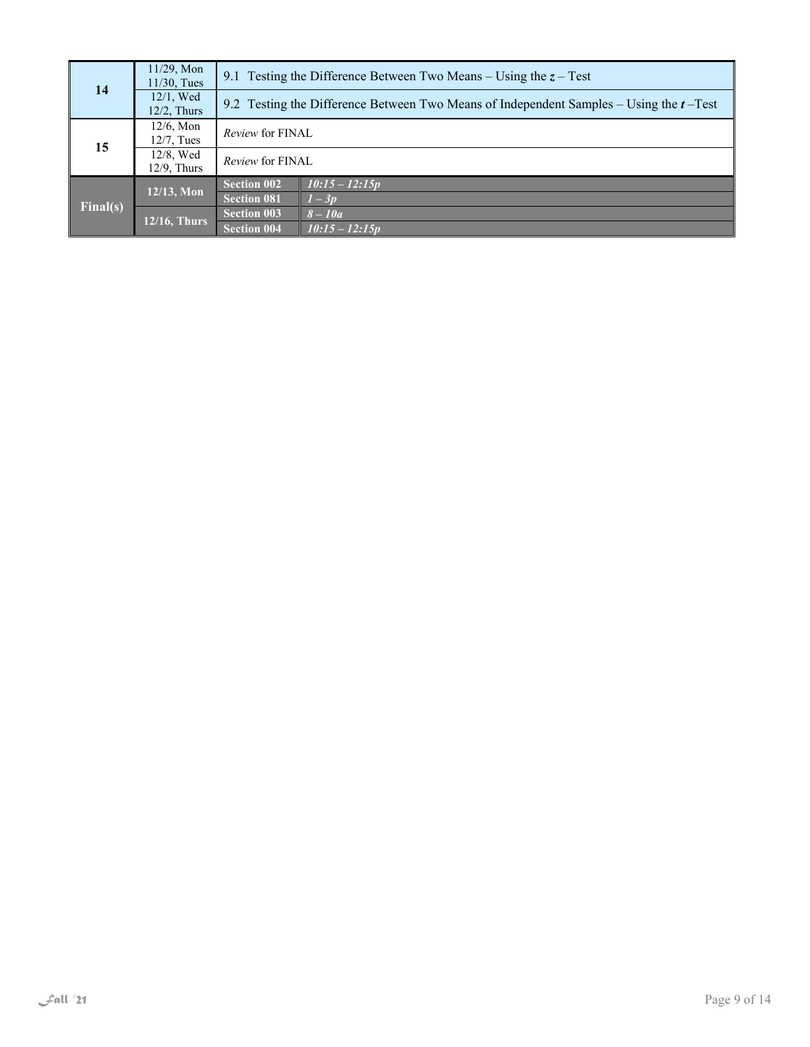| Week | Dates | Topic | |
|---|---|---|---|
| 14 | 11/29, Mon<br>11/30, Tues | 9.1 Testing the Difference Between Two Means – Using the ***z*** – Test | |
| | 12/1, Wed<br>12/2, Thurs | 9.2 Testing the Difference Between Two Means of Independent Samples – Using the ***t*** –Test | |
| 15 | 12/6, Mon<br>12/7, Tues | *Review* for FINAL | |
| | 12/8, Wed<br>12/9, Thurs | *Review* for FINAL | |
| **Final(s)** | **12/13, Mon** | **Section 002** | ***10:15 – 12:15p*** |
| | | **Section 081** | ***1 – 3p*** |
| | **12/16, Thurs** | **Section 003** | ***8 – 10a*** |
| | | **Section 004** | ***10:15 – 12:15p*** |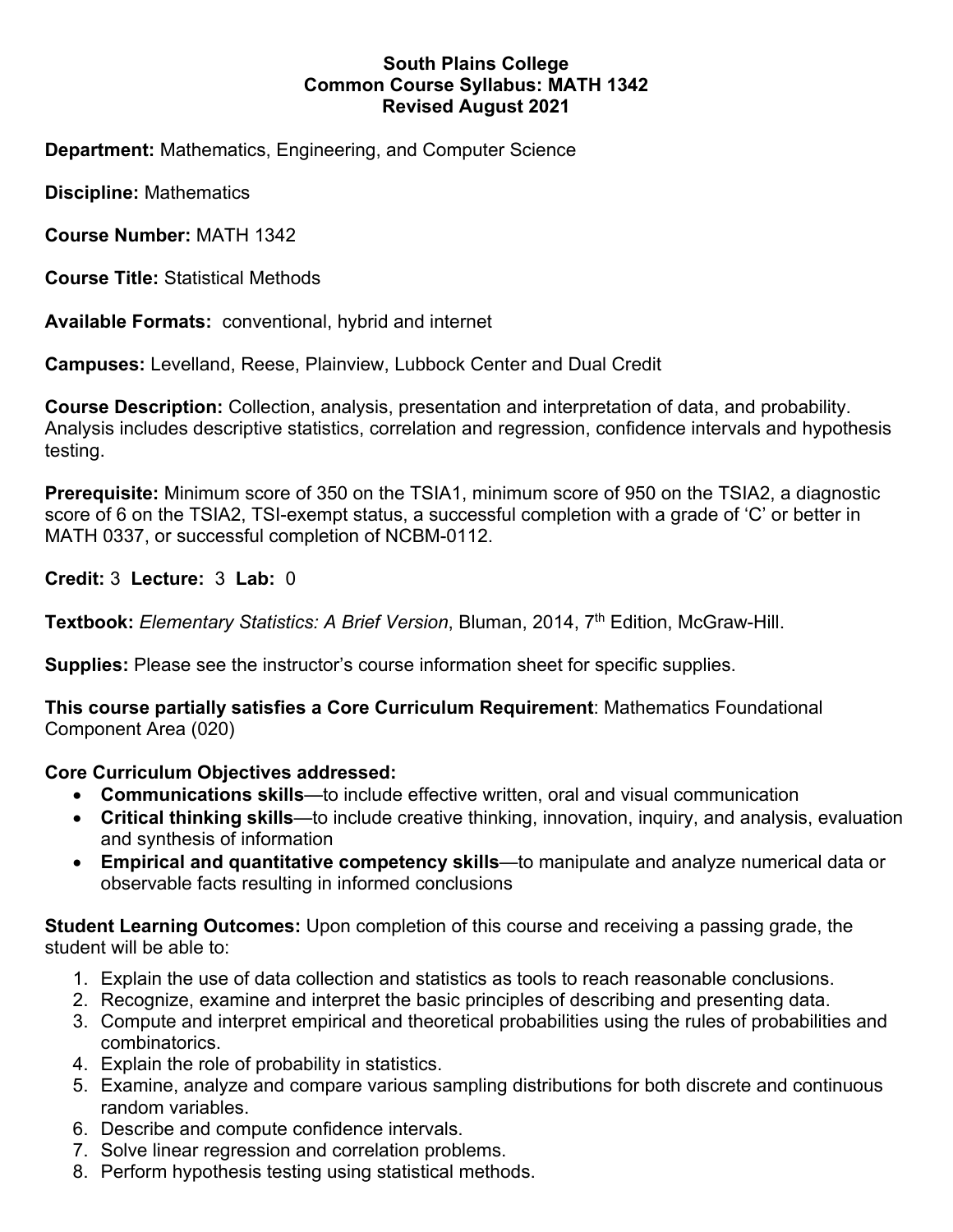**South Plains College**
**Common Course Syllabus: MATH 1342**
**Revised August 2021**

**Department:** Mathematics, Engineering, and Computer Science

**Discipline:** Mathematics

**Course Number:** MATH 1342

**Course Title:** Statistical Methods

**Available Formats:** conventional, hybrid and internet

**Campuses:** Levelland, Reese, Plainview, Lubbock Center and Dual Credit

**Course Description:** Collection, analysis, presentation and interpretation of data, and probability. Analysis includes descriptive statistics, correlation and regression, confidence intervals and hypothesis testing.

**Prerequisite:** Minimum score of 350 on the TSIA1, minimum score of 950 on the TSIA2, a diagnostic score of 6 on the TSIA2, TSI-exempt status, a successful completion with a grade of 'C' or better in MATH 0337, or successful completion of NCBM-0112.

**Credit:** 3 **Lecture:** 3 **Lab:** 0

**Textbook:** *Elementary Statistics: A Brief Version*, Bluman, 2014, 7th Edition, McGraw-Hill.

**Supplies:** Please see the instructor's course information sheet for specific supplies.

**This course partially satisfies a Core Curriculum Requirement**: Mathematics Foundational Component Area (020)

**Core Curriculum Objectives addressed:**

- **Communications skills**—to include effective written, oral and visual communication
- **Critical thinking skills**—to include creative thinking, innovation, inquiry, and analysis, evaluation and synthesis of information
- **Empirical and quantitative competency skills**—to manipulate and analyze numerical data or observable facts resulting in informed conclusions

**Student Learning Outcomes:** Upon completion of this course and receiving a passing grade, the student will be able to:

1. Explain the use of data collection and statistics as tools to reach reasonable conclusions.
2. Recognize, examine and interpret the basic principles of describing and presenting data.
3. Compute and interpret empirical and theoretical probabilities using the rules of probabilities and combinatorics.
4. Explain the role of probability in statistics.
5. Examine, analyze and compare various sampling distributions for both discrete and continuous random variables.
6. Describe and compute confidence intervals.
7. Solve linear regression and correlation problems.
8. Perform hypothesis testing using statistical methods.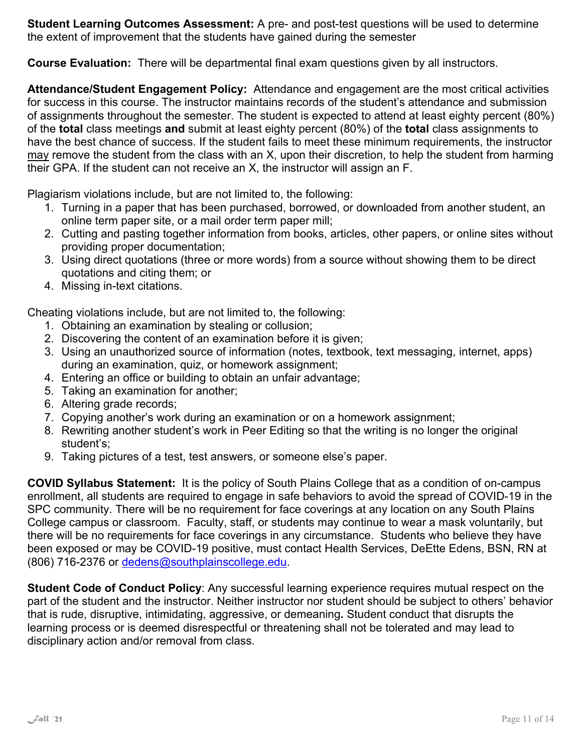**Student Learning Outcomes Assessment:** A pre- and post-test questions will be used to determine the extent of improvement that the students have gained during the semester

**Course Evaluation:** There will be departmental final exam questions given by all instructors.

**Attendance/Student Engagement Policy:** Attendance and engagement are the most critical activities for success in this course. The instructor maintains records of the student's attendance and submission of assignments throughout the semester. The student is expected to attend at least eighty percent (80%) of the **total** class meetings **and** submit at least eighty percent (80%) of the **total** class assignments to have the best chance of success. If the student fails to meet these minimum requirements, the instructor may remove the student from the class with an X, upon their discretion, to help the student from harming their GPA. If the student can not receive an X, the instructor will assign an F.

Plagiarism violations include, but are not limited to, the following:

1. Turning in a paper that has been purchased, borrowed, or downloaded from another student, an online term paper site, or a mail order term paper mill;
2. Cutting and pasting together information from books, articles, other papers, or online sites without providing proper documentation;
3. Using direct quotations (three or more words) from a source without showing them to be direct quotations and citing them; or
4. Missing in-text citations.

Cheating violations include, but are not limited to, the following:

1. Obtaining an examination by stealing or collusion;
2. Discovering the content of an examination before it is given;
3. Using an unauthorized source of information (notes, textbook, text messaging, internet, apps) during an examination, quiz, or homework assignment;
4. Entering an office or building to obtain an unfair advantage;
5. Taking an examination for another;
6. Altering grade records;
7. Copying another's work during an examination or on a homework assignment;
8. Rewriting another student's work in Peer Editing so that the writing is no longer the original student's;
9. Taking pictures of a test, test answers, or someone else's paper.

**COVID Syllabus Statement:** It is the policy of South Plains College that as a condition of on-campus enrollment, all students are required to engage in safe behaviors to avoid the spread of COVID-19 in the SPC community. There will be no requirement for face coverings at any location on any South Plains College campus or classroom. Faculty, staff, or students may continue to wear a mask voluntarily, but there will be no requirements for face coverings in any circumstance. Students who believe they have been exposed or may be COVID-19 positive, must contact Health Services, DeEtte Edens, BSN, RN at (806) 716-2376 or dedens@southplainscollege.edu.

**Student Code of Conduct Policy**: Any successful learning experience requires mutual respect on the part of the student and the instructor. Neither instructor nor student should be subject to others' behavior that is rude, disruptive, intimidating, aggressive, or demeaning**.** Student conduct that disrupts the learning process or is deemed disrespectful or threatening shall not be tolerated and may lead to disciplinary action and/or removal from class.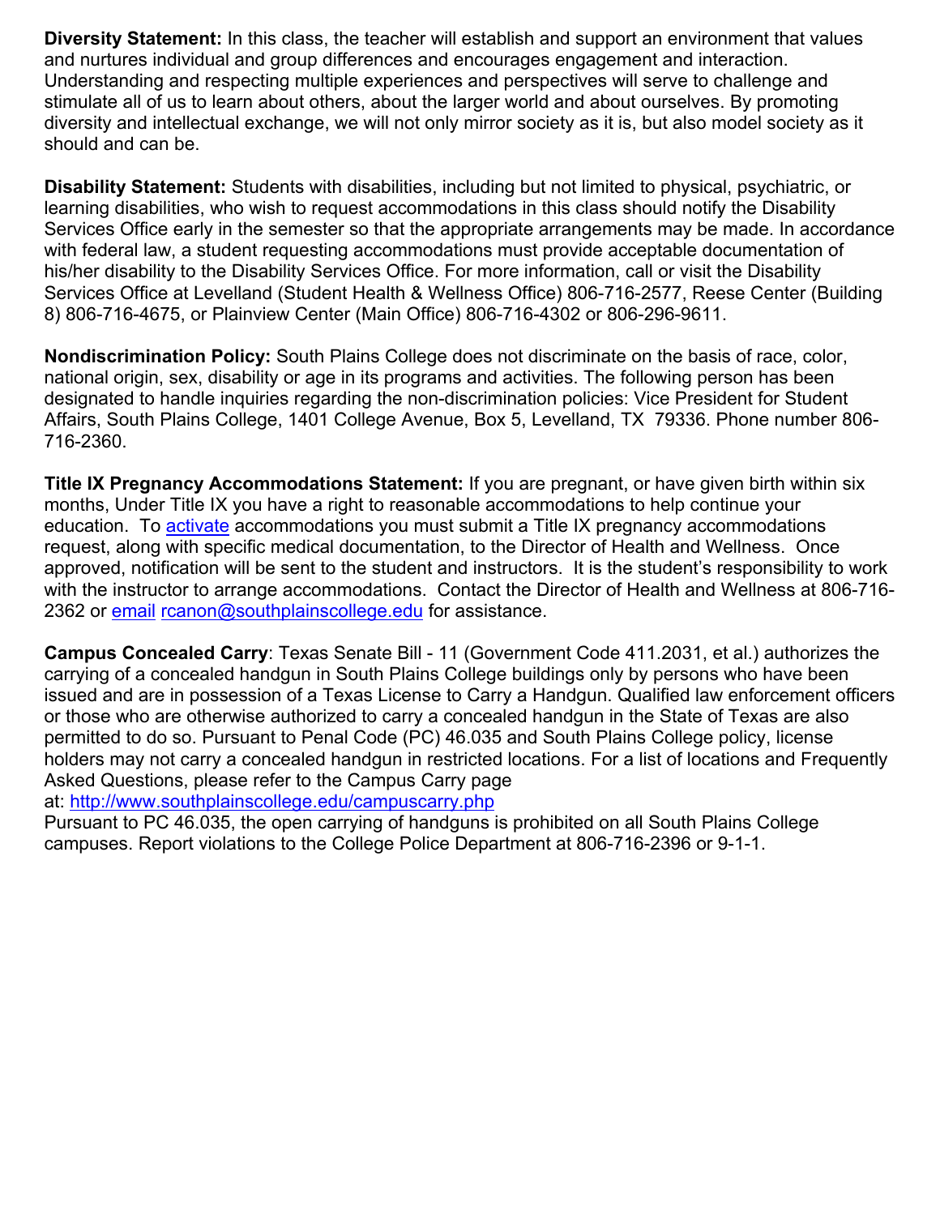**Diversity Statement:** In this class, the teacher will establish and support an environment that values and nurtures individual and group differences and encourages engagement and interaction. Understanding and respecting multiple experiences and perspectives will serve to challenge and stimulate all of us to learn about others, about the larger world and about ourselves. By promoting diversity and intellectual exchange, we will not only mirror society as it is, but also model society as it should and can be.

**Disability Statement:** Students with disabilities, including but not limited to physical, psychiatric, or learning disabilities, who wish to request accommodations in this class should notify the Disability Services Office early in the semester so that the appropriate arrangements may be made. In accordance with federal law, a student requesting accommodations must provide acceptable documentation of his/her disability to the Disability Services Office. For more information, call or visit the Disability Services Office at Levelland (Student Health & Wellness Office) 806-716-2577, Reese Center (Building 8) 806-716-4675, or Plainview Center (Main Office) 806-716-4302 or 806-296-9611.

**Nondiscrimination Policy:** South Plains College does not discriminate on the basis of race, color, national origin, sex, disability or age in its programs and activities. The following person has been designated to handle inquiries regarding the non-discrimination policies: Vice President for Student Affairs, South Plains College, 1401 College Avenue, Box 5, Levelland, TX 79336. Phone number 806-716-2360.

**Title IX Pregnancy Accommodations Statement:** If you are pregnant, or have given birth within six months, Under Title IX you have a right to reasonable accommodations to help continue your education. To activate accommodations you must submit a Title IX pregnancy accommodations request, along with specific medical documentation, to the Director of Health and Wellness. Once approved, notification will be sent to the student and instructors. It is the student's responsibility to work with the instructor to arrange accommodations. Contact the Director of Health and Wellness at 806-716-2362 or email rcanon@southplainscollege.edu for assistance.

**Campus Concealed Carry**: Texas Senate Bill - 11 (Government Code 411.2031, et al.) authorizes the carrying of a concealed handgun in South Plains College buildings only by persons who have been issued and are in possession of a Texas License to Carry a Handgun. Qualified law enforcement officers or those who are otherwise authorized to carry a concealed handgun in the State of Texas are also permitted to do so. Pursuant to Penal Code (PC) 46.035 and South Plains College policy, license holders may not carry a concealed handgun in restricted locations. For a list of locations and Frequently Asked Questions, please refer to the Campus Carry page at: http://www.southplainscollege.edu/campuscarry.php
Pursuant to PC 46.035, the open carrying of handguns is prohibited on all South Plains College campuses. Report violations to the College Police Department at 806-716-2396 or 9-1-1.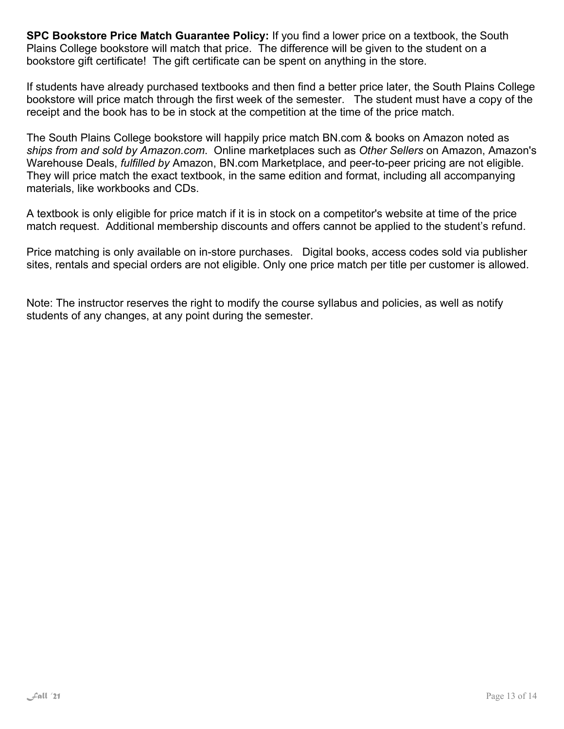**SPC Bookstore Price Match Guarantee Policy:** If you find a lower price on a textbook, the South Plains College bookstore will match that price. The difference will be given to the student on a bookstore gift certificate! The gift certificate can be spent on anything in the store.

If students have already purchased textbooks and then find a better price later, the South Plains College bookstore will price match through the first week of the semester. The student must have a copy of the receipt and the book has to be in stock at the competition at the time of the price match.

The South Plains College bookstore will happily price match BN.com & books on Amazon noted as *ships from and sold by Amazon.com*. Online marketplaces such as *Other Sellers* on Amazon, Amazon's Warehouse Deals, *fulfilled by* Amazon, BN.com Marketplace, and peer-to-peer pricing are not eligible. They will price match the exact textbook, in the same edition and format, including all accompanying materials, like workbooks and CDs.

A textbook is only eligible for price match if it is in stock on a competitor's website at time of the price match request. Additional membership discounts and offers cannot be applied to the student's refund.

Price matching is only available on in-store purchases. Digital books, access codes sold via publisher sites, rentals and special orders are not eligible. Only one price match per title per customer is allowed.

Note: The instructor reserves the right to modify the course syllabus and policies, as well as notify students of any changes, at any point during the semester.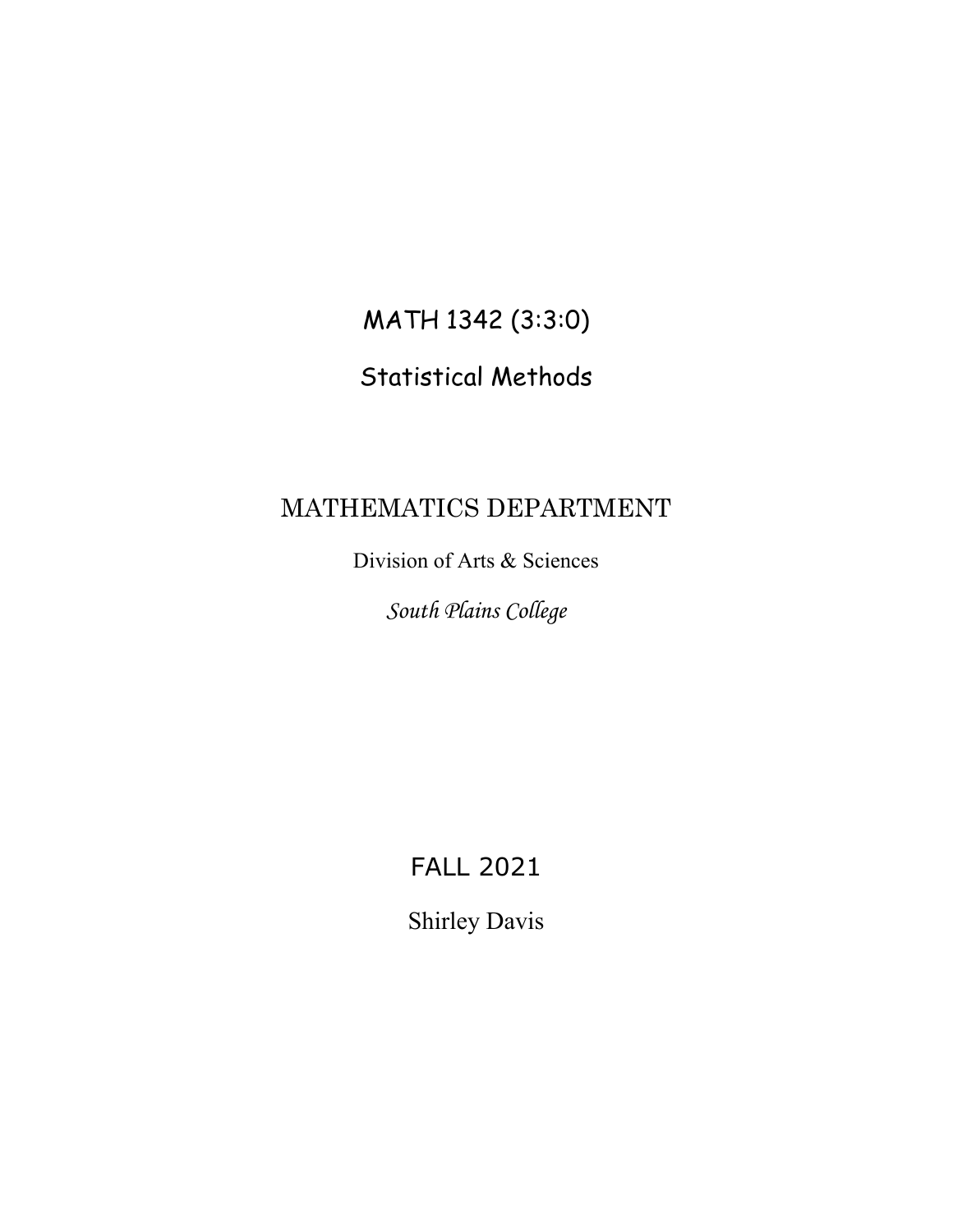# MATH 1342 (3:3:0)

## Statistical Methods

## MATHEMATICS DEPARTMENT

Division of Arts & Sciences

*South Plains College*

FALL 2021

Shirley Davis